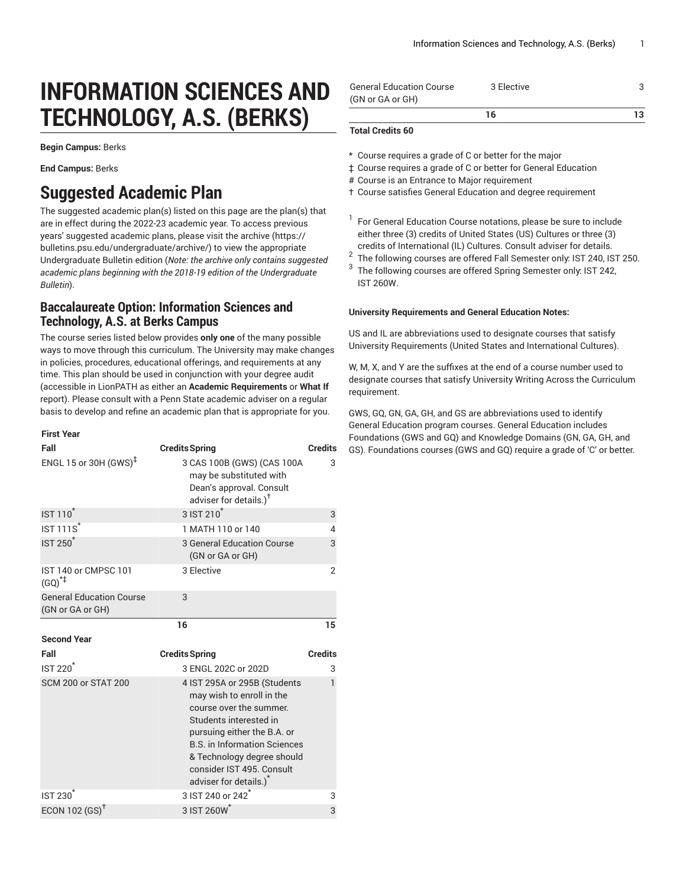# INFORMATION SCIENCES AND TECHNOLOGY, A.S. (BERKS)

**Begin Campus:** Berks

**End Campus:** Berks

# Suggested Academic Plan

The suggested academic plan(s) listed on this page are the plan(s) that are in effect during the 2022-23 academic year. To access previous years' suggested academic plans, please visit the archive (https://bulletins.psu.edu/undergraduate/archive/) to view the appropriate Undergraduate Bulletin edition (*Note: the archive only contains suggested academic plans beginning with the 2018-19 edition of the Undergraduate Bulletin*).

## Baccalaureate Option: Information Sciences and Technology, A.S. at Berks Campus

The course series listed below provides **only one** of the many possible ways to move through this curriculum. The University may make changes in policies, procedures, educational offerings, and requirements at any time. This plan should be used in conjunction with your degree audit (accessible in LionPATH as either an **Academic Requirements** or **What If** report). Please consult with a Penn State academic adviser on a regular basis to develop and refine an academic plan that is appropriate for you.

| First Year | | | |
|---|---|---|---|
| **Fall** | **Credits** | **Spring** | **Credits** |
| ENGL 15 or 30H (GWS)‡ | 3 | CAS 100B (GWS) (CAS 100A may be substituted with Dean's approval. Consult adviser for details.)† | 3 |
| IST 110* | 3 | IST 210* | 3 |
| IST 111S* | 1 | MATH 110 or 140 | 4 |
| IST 250* | 3 | General Education Course (GN or GA or GH) | 3 |
| IST 140 or CMPSC 101 (GQ)*‡ | 3 | Elective | 2 |
| General Education Course (GN or GA or GH) | 3 | | |
| | 16 | | 15 |
| **Second Year** | | | |
| **Fall** | **Credits** | **Spring** | **Credits** |
| IST 220* | 3 | ENGL 202C or 202D | 3 |
| SCM 200 or STAT 200 | 4 | IST 295A or 295B (Students may wish to enroll in the course over the summer. Students interested in pursuing either the B.A. or B.S. in Information Sciences & Technology degree should consider IST 495. Consult adviser for details.)* | 1 |
| IST 230* | 3 | IST 240 or 242* | 3 |
| ECON 102 (GS)† | 3 | IST 260W* | 3 |
| General Education Course (GN or GA or GH) | 3 | Elective | 3 |
| | 16 | | 13 |

**Total Credits 60**

* Course requires a grade of C or better for the major
‡ Course requires a grade of C or better for General Education
# Course is an Entrance to Major requirement
† Course satisfies General Education and degree requirement

[1] For General Education Course notations, please be sure to include either three (3) credits of United States (US) Cultures or three (3) credits of International (IL) Cultures. Consult adviser for details.
[2] The following courses are offered Fall Semester only: IST 240, IST 250.
[3] The following courses are offered Spring Semester only: IST 242, IST 260W.

**University Requirements and General Education Notes:**

US and IL are abbreviations used to designate courses that satisfy University Requirements (United States and International Cultures).

W, M, X, and Y are the suffixes at the end of a course number used to designate courses that satisfy University Writing Across the Curriculum requirement.

GWS, GQ, GN, GA, GH, and GS are abbreviations used to identify General Education program courses. General Education includes Foundations (GWS and GQ) and Knowledge Domains (GN, GA, GH, and GS). Foundations courses (GWS and GQ) require a grade of 'C' or better.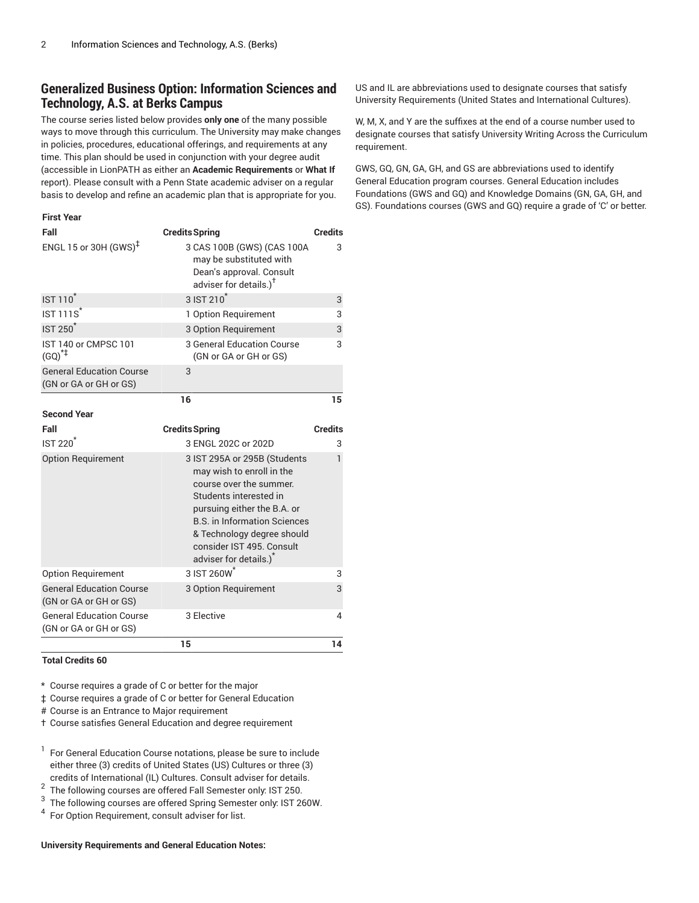## Generalized Business Option: Information Sciences and Technology, A.S. at Berks Campus

The course series listed below provides **only one** of the many possible ways to move through this curriculum. The University may make changes in policies, procedures, educational offerings, and requirements at any time. This plan should be used in conjunction with your degree audit (accessible in LionPATH as either an **Academic Requirements** or **What If** report). Please consult with a Penn State academic adviser on a regular basis to develop and refine an academic plan that is appropriate for you.

**First Year**

| Fall | Credits | Spring | Credits |
|---|---|---|---|
| ENGL 15 or 30H (GWS)‡ | 3 | CAS 100B (GWS) (CAS 100A may be substituted with Dean's approval. Consult adviser for details.)† | 3 |
| IST 110* | 3 | IST 210* | 3 |
| IST 111S* | 1 | Option Requirement | 3 |
| IST 250* | 3 | Option Requirement | 3 |
| IST 140 or CMPSC 101 (GQ)*‡ | 3 | General Education Course (GN or GA or GH or GS) | 3 |
| General Education Course (GN or GA or GH or GS) | 3 | | |
| | 16 | | 15 |

**Second Year**

| Fall | Credits | Spring | Credits |
|---|---|---|---|
| IST 220* | 3 | ENGL 202C or 202D | 3 |
| Option Requirement | 3 | IST 295A or 295B (Students may wish to enroll in the course over the summer. Students interested in pursuing either the B.A. or B.S. in Information Sciences & Technology degree should consider IST 495. Consult adviser for details.)* | 1 |
| Option Requirement | 3 | IST 260W* | 3 |
| General Education Course (GN or GA or GH or GS) | 3 | Option Requirement | 3 |
| General Education Course (GN or GA or GH or GS) | 3 | Elective | 4 |
| | 15 | | 14 |

**Total Credits 60**

\* Course requires a grade of C or better for the major

‡ Course requires a grade of C or better for General Education

\# Course is an Entrance to Major requirement

† Course satisfies General Education and degree requirement

[1] For General Education Course notations, please be sure to include either three (3) credits of United States (US) Cultures or three (3) credits of International (IL) Cultures. Consult adviser for details.

[2] The following courses are offered Fall Semester only: IST 250.

[3] The following courses are offered Spring Semester only: IST 260W.

[4] For Option Requirement, consult adviser for list.

**University Requirements and General Education Notes:**

US and IL are abbreviations used to designate courses that satisfy University Requirements (United States and International Cultures).

W, M, X, and Y are the suffixes at the end of a course number used to designate courses that satisfy University Writing Across the Curriculum requirement.

GWS, GQ, GN, GA, GH, and GS are abbreviations used to identify General Education program courses. General Education includes Foundations (GWS and GQ) and Knowledge Domains (GN, GA, GH, and GS). Foundations courses (GWS and GQ) require a grade of 'C' or better.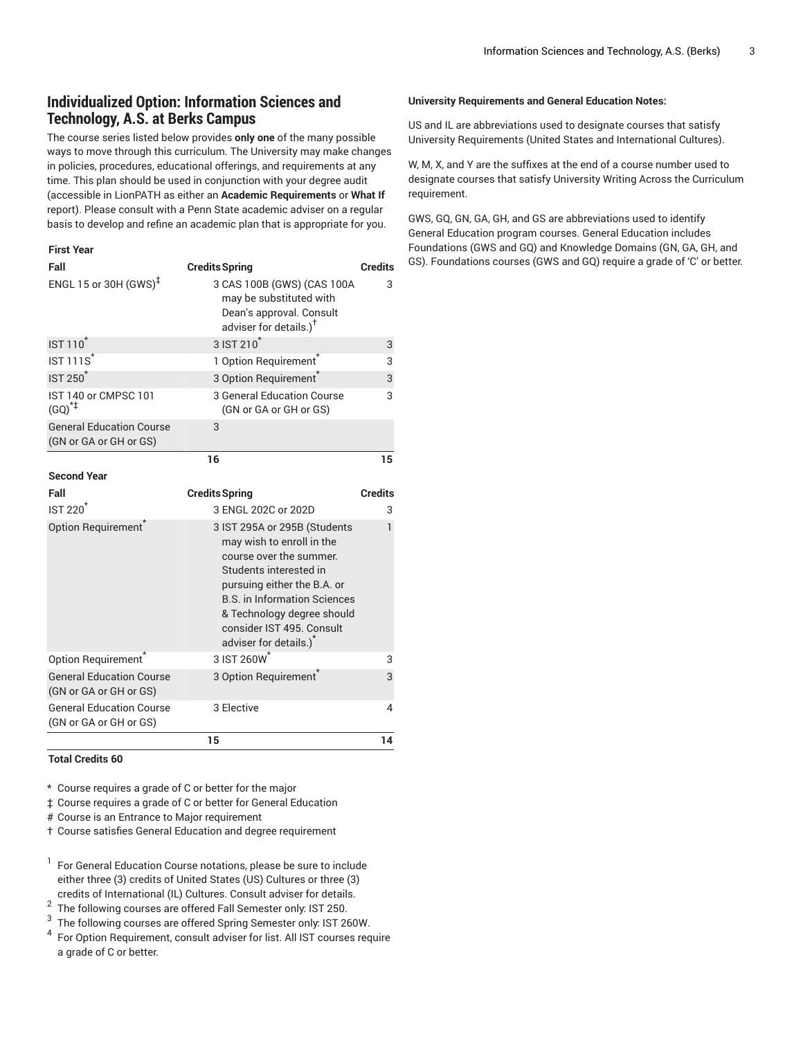## Individualized Option: Information Sciences and Technology, A.S. at Berks Campus

The course series listed below provides **only one** of the many possible ways to move through this curriculum. The University may make changes in policies, procedures, educational offerings, and requirements at any time. This plan should be used in conjunction with your degree audit (accessible in LionPATH as either an **Academic Requirements** or **What If** report). Please consult with a Penn State academic adviser on a regular basis to develop and refine an academic plan that is appropriate for you.

**First Year**

| Fall | Credits | Spring | Credits |
|---|---|---|---|
| ENGL 15 or 30H (GWS)‡ | 3 | CAS 100B (GWS) (CAS 100A may be substituted with Dean's approval. Consult adviser for details.)† | 3 |
| IST 110* | 3 | IST 210* | 3 |
| IST 111S* | 1 | Option Requirement* | 3 |
| IST 250* | 3 | Option Requirement* | 3 |
| IST 140 or CMPSC 101 (GQ)*‡ | 3 | General Education Course (GN or GA or GH or GS) | 3 |
| General Education Course (GN or GA or GH or GS) | 3 | | |
| | 16 | | 15 |

**Second Year**

| Fall | Credits | Spring | Credits |
|---|---|---|---|
| IST 220* | 3 | ENGL 202C or 202D | 3 |
| Option Requirement* | 3 | IST 295A or 295B (Students may wish to enroll in the course over the summer. Students interested in pursuing either the B.A. or B.S. in Information Sciences & Technology degree should consider IST 495. Consult adviser for details.)* | 1 |
| Option Requirement* | 3 | IST 260W* | 3 |
| General Education Course (GN or GA or GH or GS) | 3 | Option Requirement* | 3 |
| General Education Course (GN or GA or GH or GS) | 3 | Elective | 4 |
| | 15 | | 14 |

**Total Credits 60**

\* Course requires a grade of C or better for the major

‡ Course requires a grade of C or better for General Education

\# Course is an Entrance to Major requirement

† Course satisfies General Education and degree requirement

1. For General Education Course notations, please be sure to include either three (3) credits of United States (US) Cultures or three (3) credits of International (IL) Cultures. Consult adviser for details.
2. The following courses are offered Fall Semester only: IST 250.
3. The following courses are offered Spring Semester only: IST 260W.
4. For Option Requirement, consult adviser for list. All IST courses require a grade of C or better.

**University Requirements and General Education Notes:**

US and IL are abbreviations used to designate courses that satisfy University Requirements (United States and International Cultures).

W, M, X, and Y are the suffixes at the end of a course number used to designate courses that satisfy University Writing Across the Curriculum requirement.

GWS, GQ, GN, GA, GH, and GS are abbreviations used to identify General Education program courses. General Education includes Foundations (GWS and GQ) and Knowledge Domains (GN, GA, GH, and GS). Foundations courses (GWS and GQ) require a grade of 'C' or better.